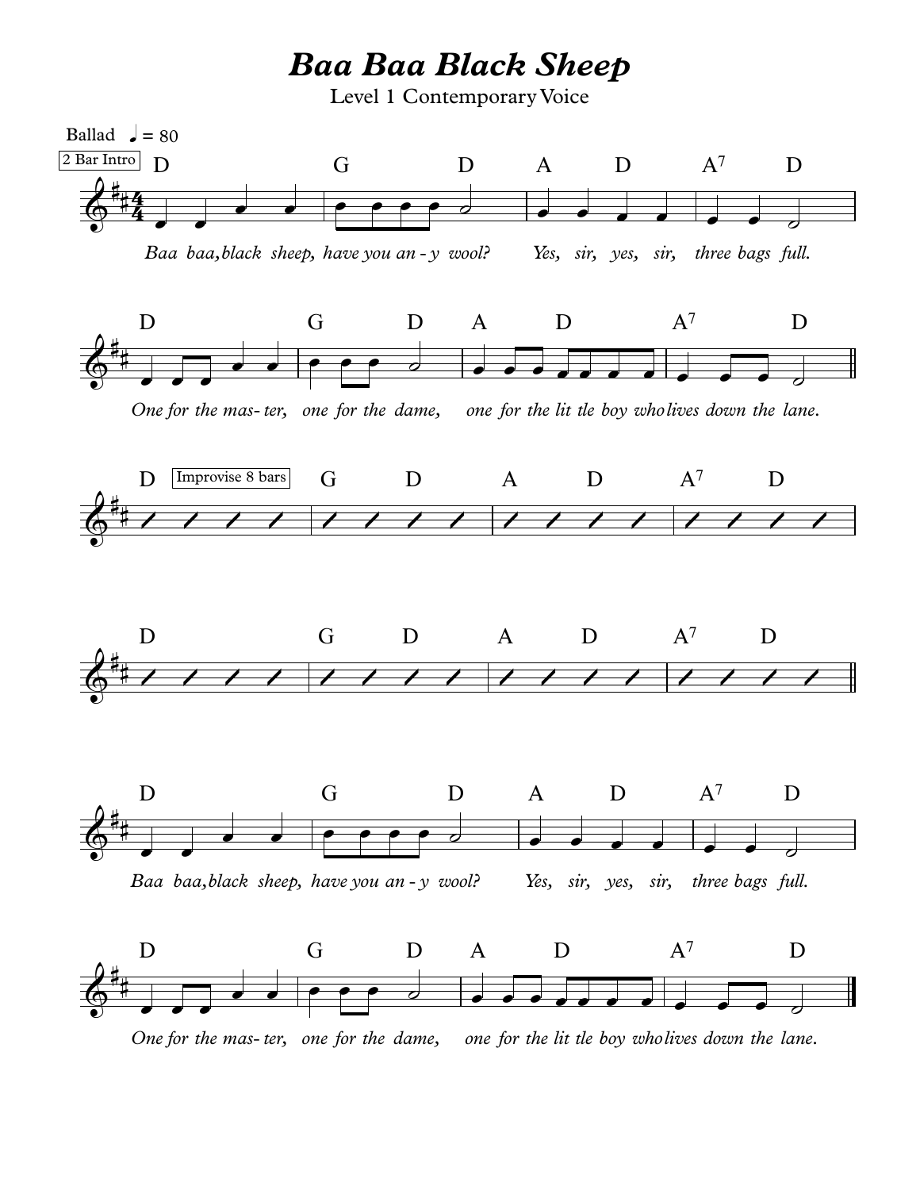# Baa Baa Black Sheep

Level 1 Contemporary Voice

Ballad ♩ = 80

2 Bar Intro

D | G D | A D | A7 D

*Baa baa, black sheep, have you an - y wool? Yes, sir, yes, sir, three bags full.*

D | G D | A D | A7 D

*One for the mas- ter, one for the dame, one for the lit tle boy who lives down the lane.*

D Improvise 8 bars | G D | A D | A7 D

D | G D | A D | A7 D

D | G D | A D | A7 D

*Baa baa, black sheep, have you an - y wool? Yes, sir, yes, sir, three bags full.*

D | G D | A D | A7 D

*One for the mas- ter, one for the dame, one for the lit tle boy who lives down the lane.*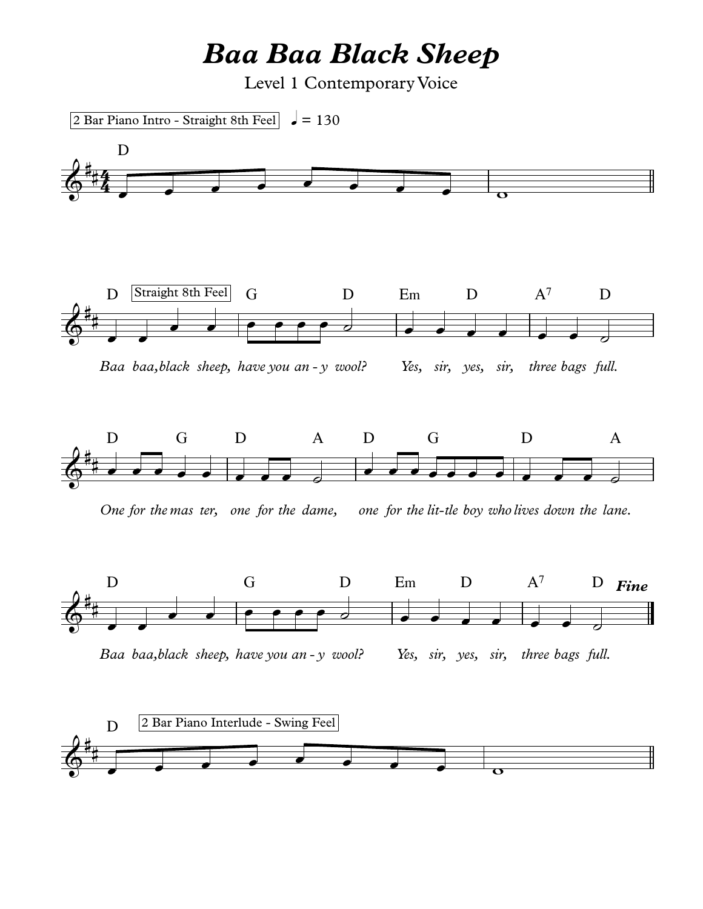# *Baa Baa Black Sheep*

Level 1 Contemporary Voice

2 Bar Piano Intro - Straight 8th Feel ♩ = 130

D

D Straight 8th Feel G D Em D A7 D

*Baa baa, black sheep, have you an - y wool? Yes, sir, yes, sir, three bags full.*

D G D A D G D A

*One for the mas ter, one for the dame, one for the lit-tle boy who lives down the lane.*

D G D Em D A7 D ***Fine***

*Baa baa, black sheep, have you an - y wool? Yes, sir, yes, sir, three bags full.*

D 2 Bar Piano Interlude - Swing Feel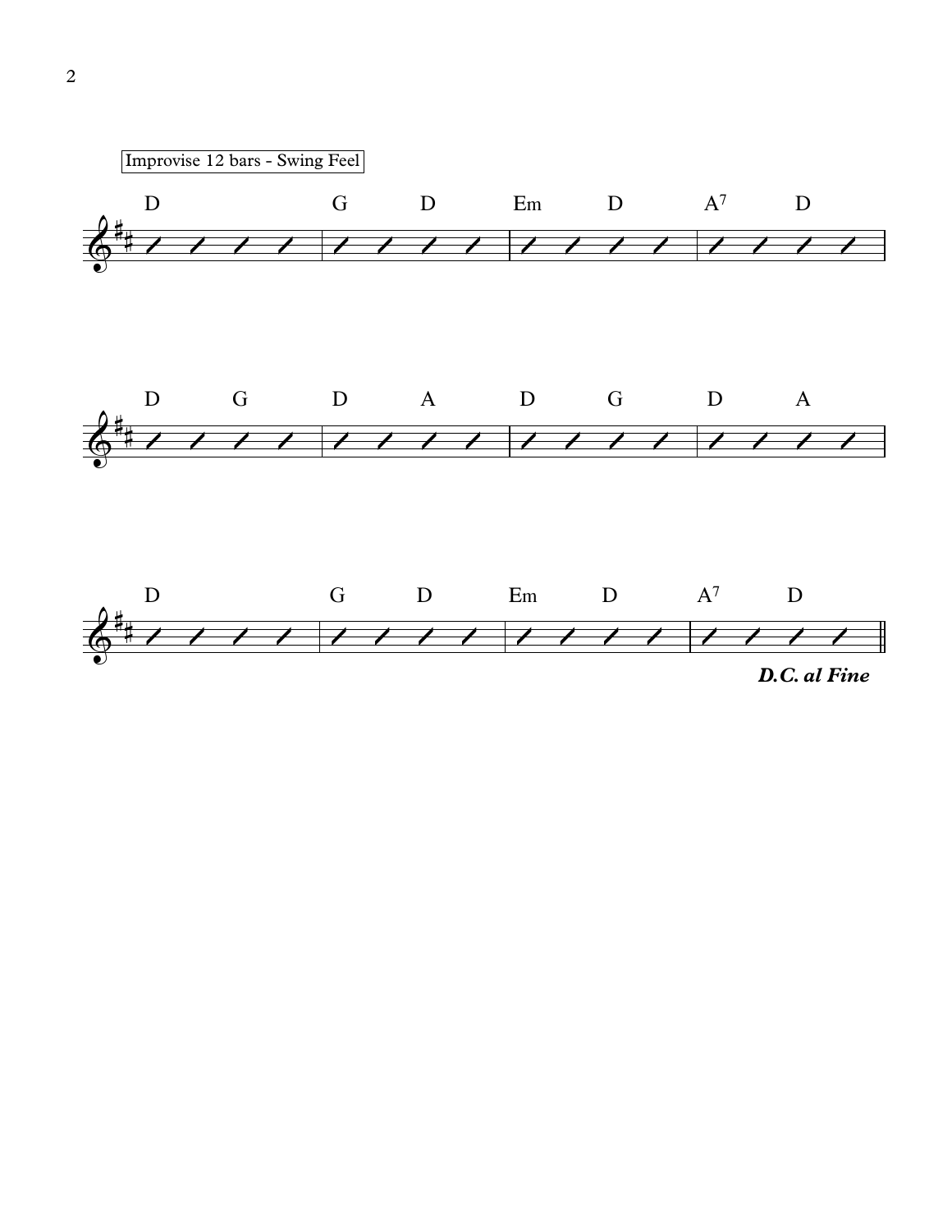Improvise 12 bars - Swing Feel

| D | G D | Em D | $A^7$ D |
| D G | D A | D G | D A |
| D | G D | Em D | $A^7$ D |

***D.C. al Fine***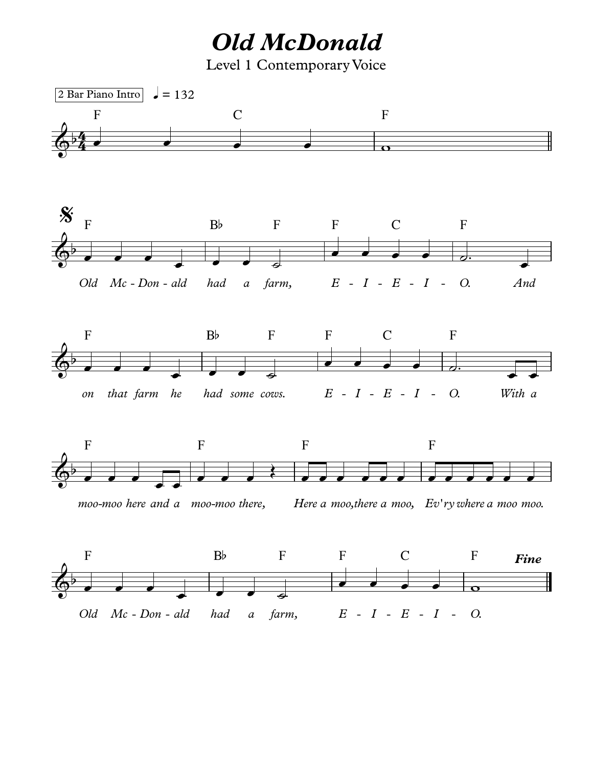# *Old McDonald*

Level 1 Contemporary Voice

2 Bar Piano Intro ♩ = 132

*Old Mc - Don - ald had a farm, E - I - E - I - O. And*

*on that farm he had some cows. E - I - E - I - O. With a*

*moo-moo here and a moo-moo there, Here a moo, there a moo, Ev'ry where a moo moo.*

*Old Mc - Don - ald had a farm, E - I - E - I - O.*

***Fine***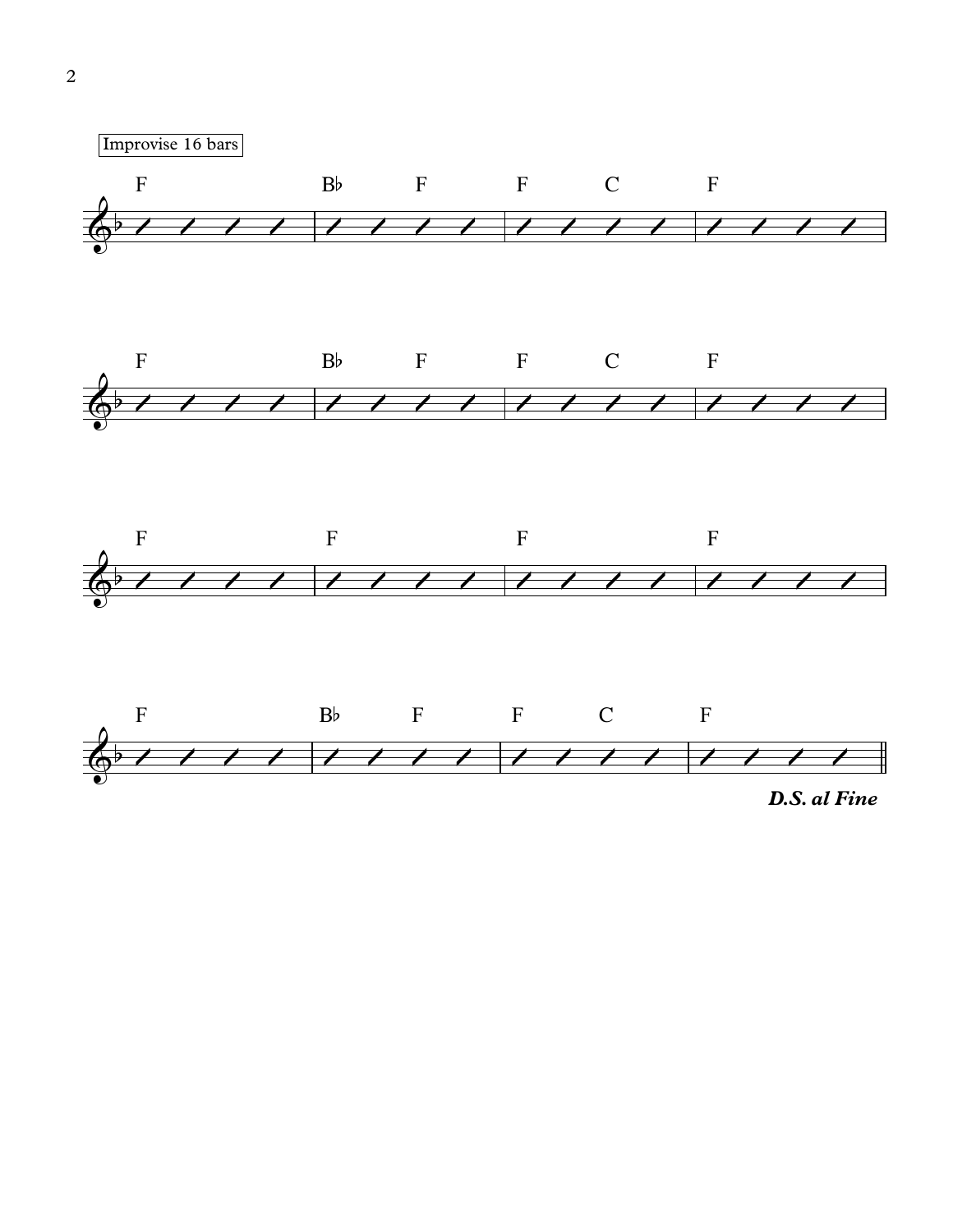Improvise 16 bars

| F | B♭ F | F C | F |
| F | B♭ F | F C | F |
| F | F | F | F |
| F | B♭ F | F C | F |

***D.S. al Fine***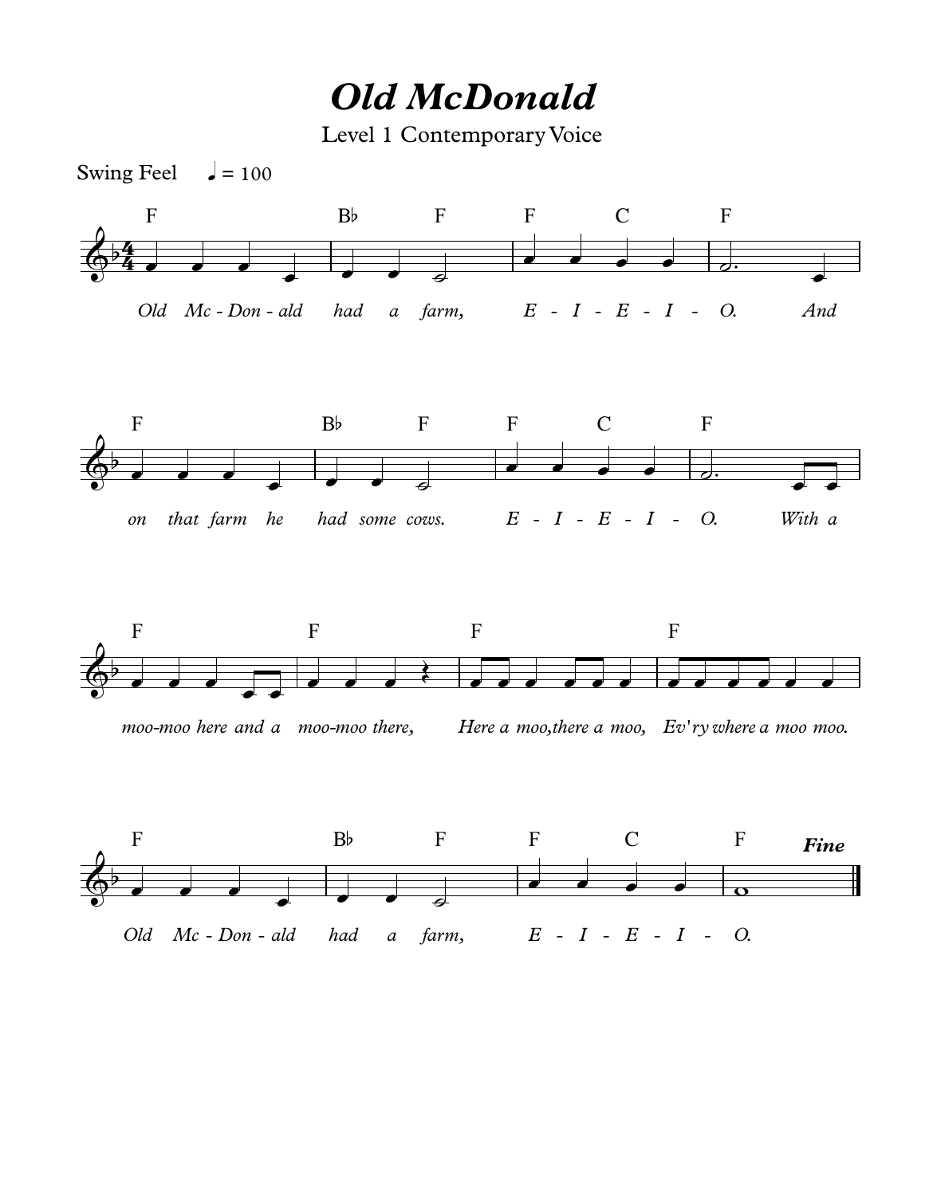# *Old McDonald*

Level 1 Contemporary Voice

Swing Feel ♩ = 100

F | B♭ F | F C | F

*Old Mc - Don - ald had a farm, E - I - E - I - O. And*

F | B♭ F | F C | F

*on that farm he had some cows. E - I - E - I - O. With a*

F | F | F | F

*moo-moo here and a moo-moo there, Here a moo,there a moo, Ev'ry where a moo moo.*

F | B♭ F | F C | F ***Fine***

*Old Mc - Don - ald had a farm, E - I - E - I - O.*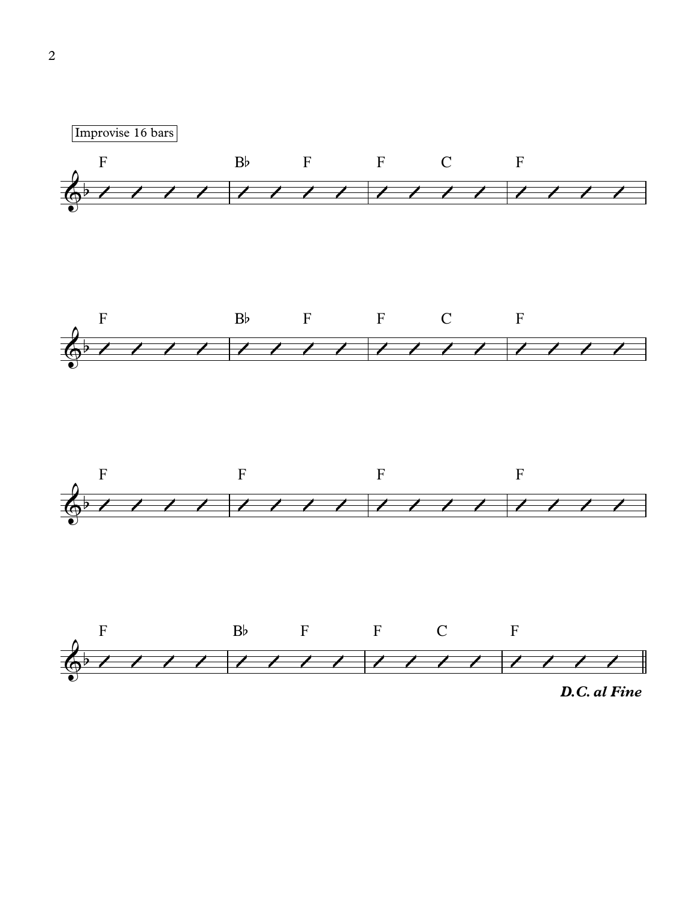Improvise 16 bars

| F | B♭ F | F C | F |
| --- | --- | --- | --- |
| F | B♭ F | F C | F |
| F | F | F | F |
| F | B♭ F | F C | F |

***D.C. al Fine***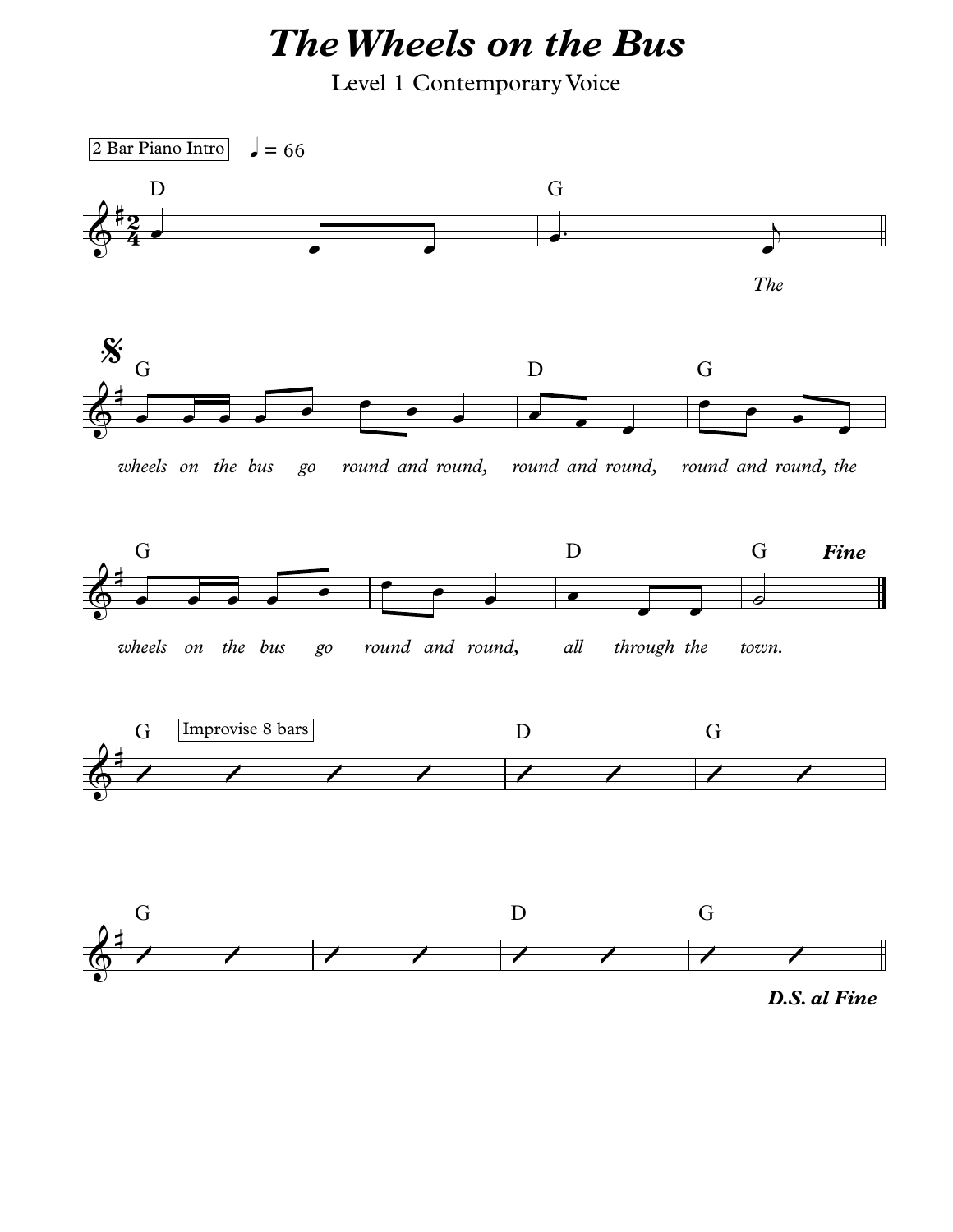# The Wheels on the Bus

Level 1 Contemporary Voice

2 Bar Piano Intro

♩ = 66

D G

*The*

G D G

*wheels on the bus go round and round, round and round, round and round, the*

G D G **Fine**

*wheels on the bus go round and round, all through the town.*

G Improvise 8 bars D G

G D G

***D.S. al Fine***